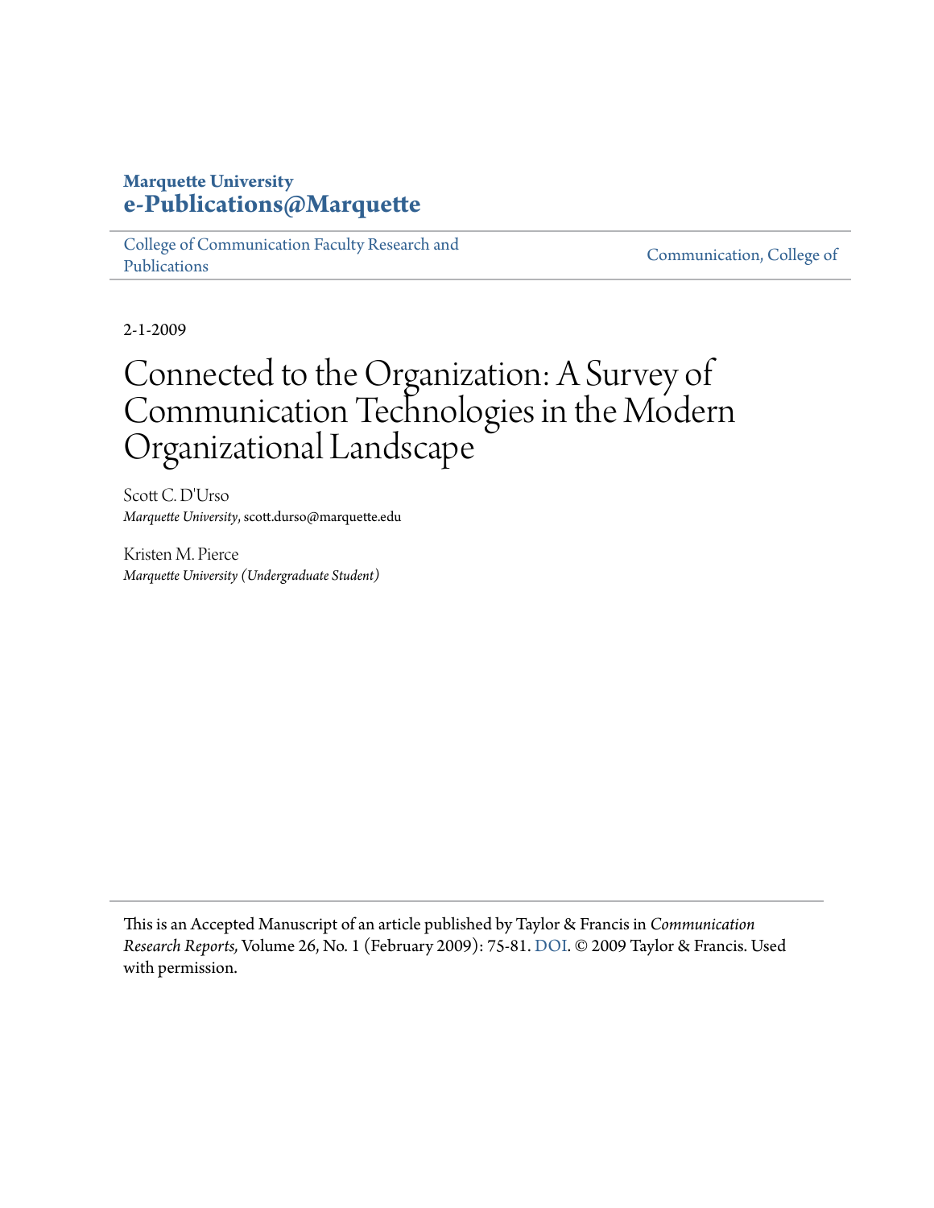**Marquette University**
**e-Publications@Marquette**

College of Communication Faculty Research and Publications | Communication, College of

2-1-2009

# Connected to the Organization: A Survey of Communication Technologies in the Modern Organizational Landscape

Scott C. D'Urso
*Marquette University*, scott.durso@marquette.edu

Kristen M. Pierce
*Marquette University (Undergraduate Student)*

This is an Accepted Manuscript of an article published by Taylor & Francis in *Communication Research Reports,* Volume 26, No. 1 (February 2009): 75-81. DOI. © 2009 Taylor & Francis. Used with permission.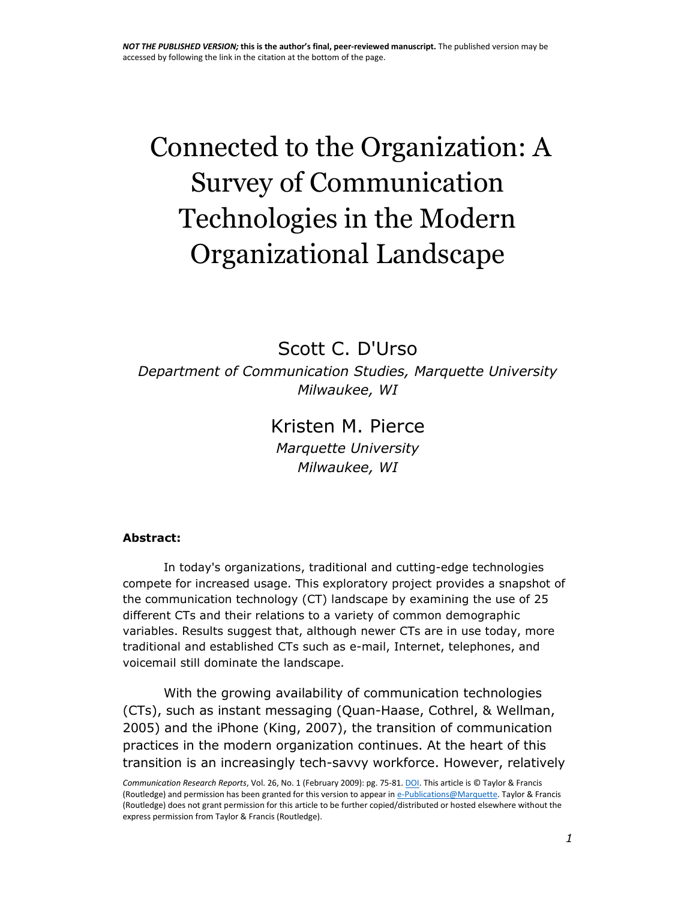*NOT THE PUBLISHED VERSION;* **this is the author's final, peer-reviewed manuscript.** The published version may be accessed by following the link in the citation at the bottom of the page.

# Connected to the Organization: A Survey of Communication Technologies in the Modern Organizational Landscape

Scott C. D'Urso

*Department of Communication Studies, Marquette University Milwaukee, WI*

Kristen M. Pierce

*Marquette University Milwaukee, WI*

**Abstract:**

In today's organizations, traditional and cutting-edge technologies compete for increased usage. This exploratory project provides a snapshot of the communication technology (CT) landscape by examining the use of 25 different CTs and their relations to a variety of common demographic variables. Results suggest that, although newer CTs are in use today, more traditional and established CTs such as e-mail, Internet, telephones, and voicemail still dominate the landscape.

With the growing availability of communication technologies (CTs), such as instant messaging (Quan-Haase, Cothrel, & Wellman, 2005) and the iPhone (King, 2007), the transition of communication practices in the modern organization continues. At the heart of this transition is an increasingly tech-savvy workforce. However, relatively

*Communication Research Reports*, Vol. 26, No. 1 (February 2009): pg. 75-81. DOI. This article is © Taylor & Francis (Routledge) and permission has been granted for this version to appear in e-Publications@Marquette. Taylor & Francis (Routledge) does not grant permission for this article to be further copied/distributed or hosted elsewhere without the express permission from Taylor & Francis (Routledge).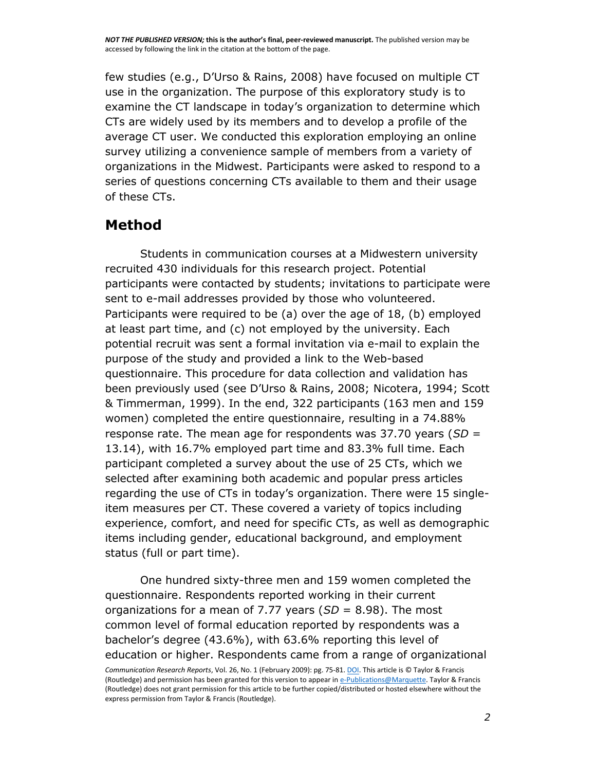few studies (e.g., D'Urso & Rains, 2008) have focused on multiple CT use in the organization. The purpose of this exploratory study is to examine the CT landscape in today's organization to determine which CTs are widely used by its members and to develop a profile of the average CT user. We conducted this exploration employing an online survey utilizing a convenience sample of members from a variety of organizations in the Midwest. Participants were asked to respond to a series of questions concerning CTs available to them and their usage of these CTs.

## Method

Students in communication courses at a Midwestern university recruited 430 individuals for this research project. Potential participants were contacted by students; invitations to participate were sent to e-mail addresses provided by those who volunteered. Participants were required to be (a) over the age of 18, (b) employed at least part time, and (c) not employed by the university. Each potential recruit was sent a formal invitation via e-mail to explain the purpose of the study and provided a link to the Web-based questionnaire. This procedure for data collection and validation has been previously used (see D'Urso & Rains, 2008; Nicotera, 1994; Scott & Timmerman, 1999). In the end, 322 participants (163 men and 159 women) completed the entire questionnaire, resulting in a 74.88% response rate. The mean age for respondents was 37.70 years ($SD$ = 13.14), with 16.7% employed part time and 83.3% full time. Each participant completed a survey about the use of 25 CTs, which we selected after examining both academic and popular press articles regarding the use of CTs in today's organization. There were 15 single-item measures per CT. These covered a variety of topics including experience, comfort, and need for specific CTs, as well as demographic items including gender, educational background, and employment status (full or part time).

One hundred sixty-three men and 159 women completed the questionnaire. Respondents reported working in their current organizations for a mean of 7.77 years ($SD$ = 8.98). The most common level of formal education reported by respondents was a bachelor's degree (43.6%), with 63.6% reporting this level of education or higher. Respondents came from a range of organizational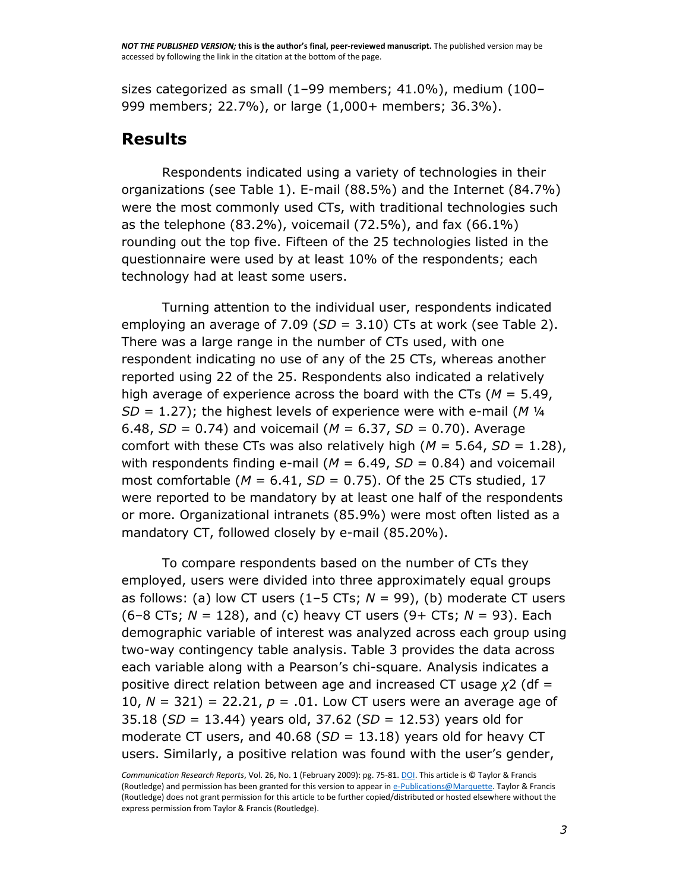sizes categorized as small (1–99 members; 41.0%), medium (100–999 members; 22.7%), or large (1,000+ members; 36.3%).

## Results

Respondents indicated using a variety of technologies in their organizations (see Table 1). E-mail (88.5%) and the Internet (84.7%) were the most commonly used CTs, with traditional technologies such as the telephone (83.2%), voicemail (72.5%), and fax (66.1%) rounding out the top five. Fifteen of the 25 technologies listed in the questionnaire were used by at least 10% of the respondents; each technology had at least some users.

Turning attention to the individual user, respondents indicated employing an average of 7.09 ($SD$ = 3.10) CTs at work (see Table 2). There was a large range in the number of CTs used, with one respondent indicating no use of any of the 25 CTs, whereas another reported using 22 of the 25. Respondents also indicated a relatively high average of experience across the board with the CTs ($M$ = 5.49, $SD$ = 1.27); the highest levels of experience were with e-mail ($M$ ¼ 6.48, $SD$ = 0.74) and voicemail ($M$ = 6.37, $SD$ = 0.70). Average comfort with these CTs was also relatively high ($M$ = 5.64, $SD$ = 1.28), with respondents finding e-mail ($M$ = 6.49, $SD$ = 0.84) and voicemail most comfortable ($M$ = 6.41, $SD$ = 0.75). Of the 25 CTs studied, 17 were reported to be mandatory by at least one half of the respondents or more. Organizational intranets (85.9%) were most often listed as a mandatory CT, followed closely by e-mail (85.20%).

To compare respondents based on the number of CTs they employed, users were divided into three approximately equal groups as follows: (a) low CT users (1–5 CTs; $N$ = 99), (b) moderate CT users (6–8 CTs; $N$ = 128), and (c) heavy CT users (9+ CTs; $N$ = 93). Each demographic variable of interest was analyzed across each group using two-way contingency table analysis. Table 3 provides the data across each variable along with a Pearson's chi-square. Analysis indicates a positive direct relation between age and increased CT usage $\chi^2$ (df = 10, $N$ = 321) = 22.21, $p$ = .01. Low CT users were an average age of 35.18 ($SD$ = 13.44) years old, 37.62 ($SD$ = 12.53) years old for moderate CT users, and 40.68 ($SD$ = 13.18) years old for heavy CT users. Similarly, a positive relation was found with the user's gender,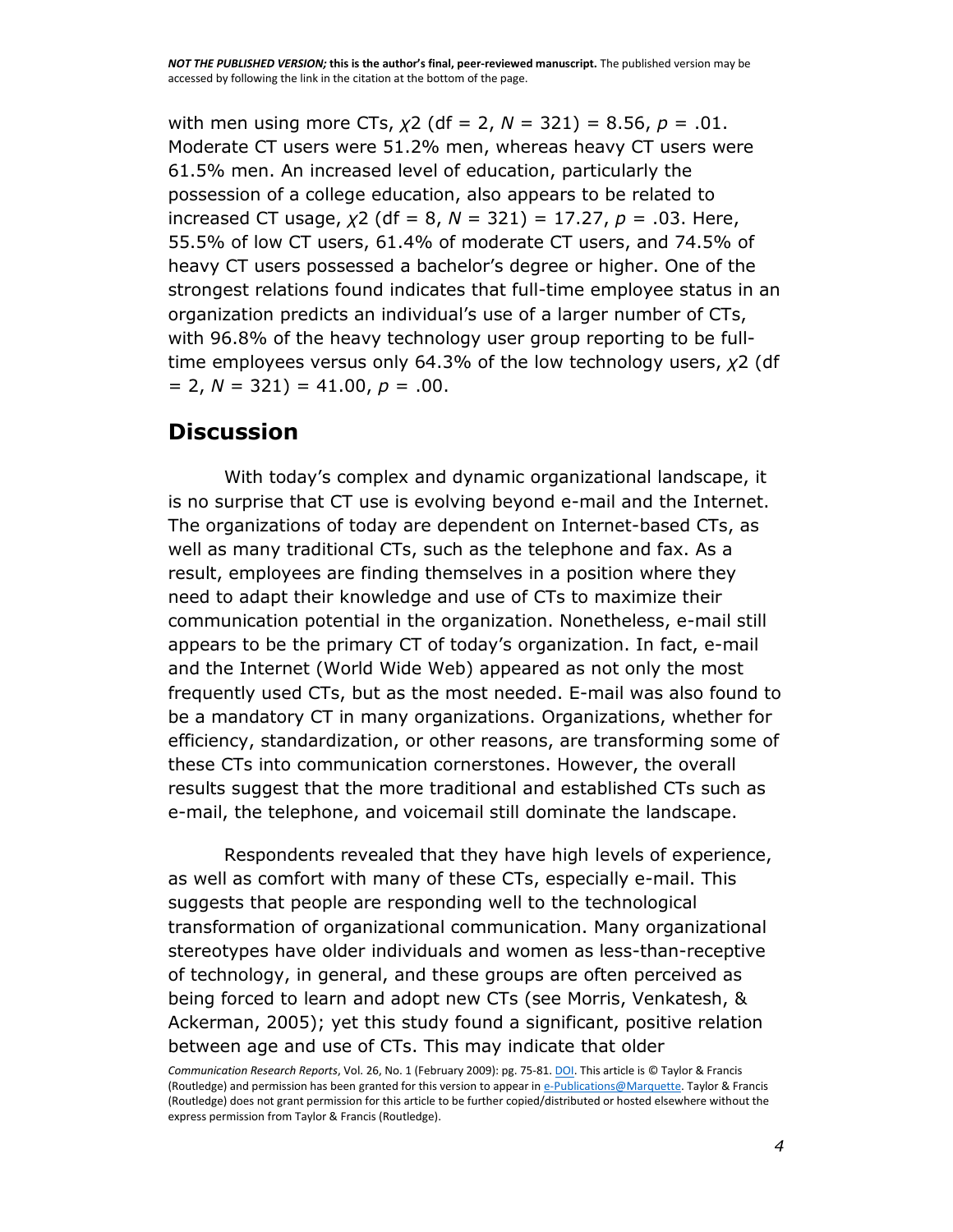with men using more CTs, $\chi^2$ (df = 2, $N$ = 321) = 8.56, $p$ = .01. Moderate CT users were 51.2% men, whereas heavy CT users were 61.5% men. An increased level of education, particularly the possession of a college education, also appears to be related to increased CT usage, $\chi^2$ (df = 8, $N$ = 321) = 17.27, $p$ = .03. Here, 55.5% of low CT users, 61.4% of moderate CT users, and 74.5% of heavy CT users possessed a bachelor's degree or higher. One of the strongest relations found indicates that full-time employee status in an organization predicts an individual's use of a larger number of CTs, with 96.8% of the heavy technology user group reporting to be full-time employees versus only 64.3% of the low technology users, $\chi^2$ (df = 2, $N$ = 321) = 41.00, $p$ = .00.

## Discussion

With today's complex and dynamic organizational landscape, it is no surprise that CT use is evolving beyond e-mail and the Internet. The organizations of today are dependent on Internet-based CTs, as well as many traditional CTs, such as the telephone and fax. As a result, employees are finding themselves in a position where they need to adapt their knowledge and use of CTs to maximize their communication potential in the organization. Nonetheless, e-mail still appears to be the primary CT of today's organization. In fact, e-mail and the Internet (World Wide Web) appeared as not only the most frequently used CTs, but as the most needed. E-mail was also found to be a mandatory CT in many organizations. Organizations, whether for efficiency, standardization, or other reasons, are transforming some of these CTs into communication cornerstones. However, the overall results suggest that the more traditional and established CTs such as e-mail, the telephone, and voicemail still dominate the landscape.

Respondents revealed that they have high levels of experience, as well as comfort with many of these CTs, especially e-mail. This suggests that people are responding well to the technological transformation of organizational communication. Many organizational stereotypes have older individuals and women as less-than-receptive of technology, in general, and these groups are often perceived as being forced to learn and adopt new CTs (see Morris, Venkatesh, & Ackerman, 2005); yet this study found a significant, positive relation between age and use of CTs. This may indicate that older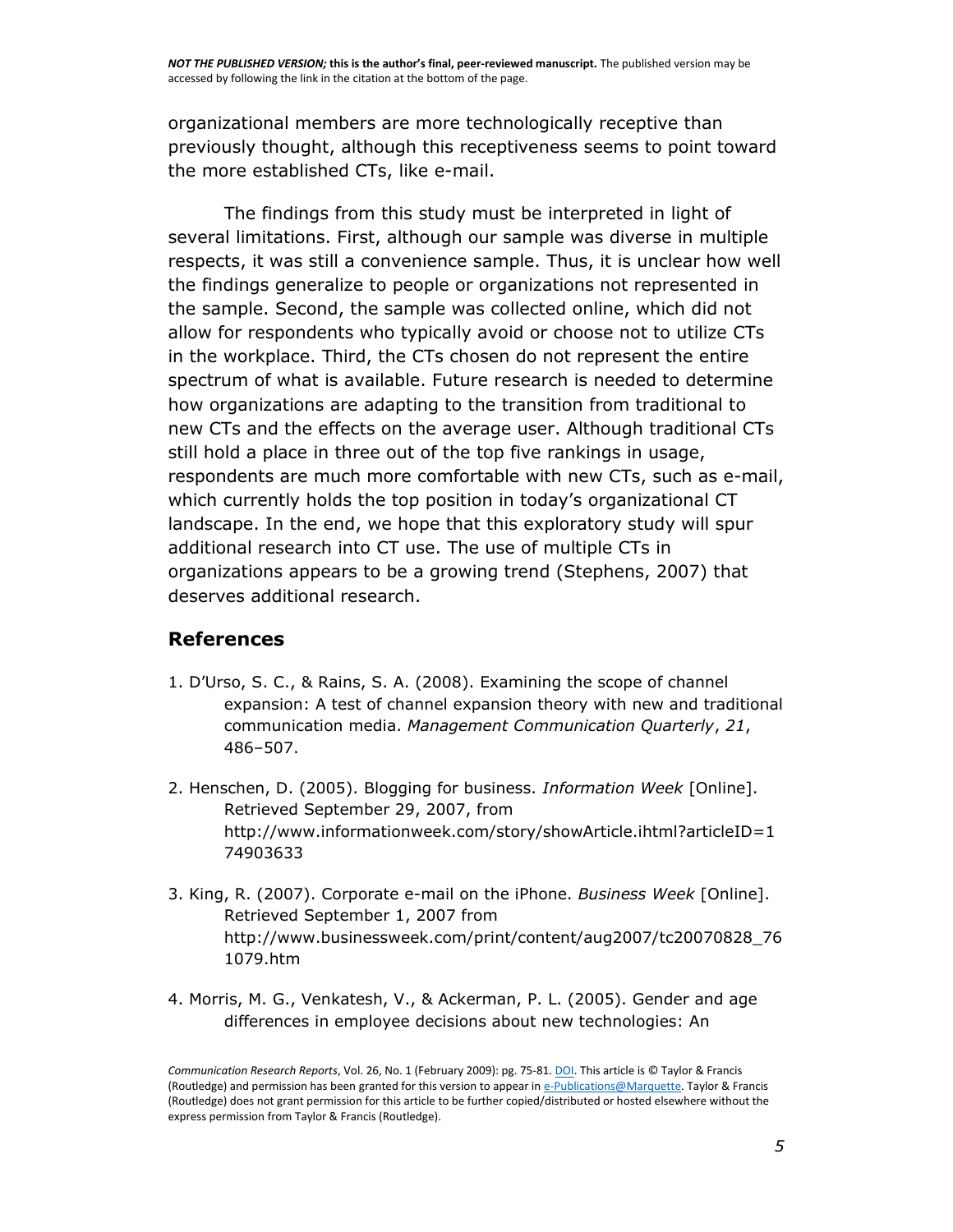organizational members are more technologically receptive than previously thought, although this receptiveness seems to point toward the more established CTs, like e-mail.

The findings from this study must be interpreted in light of several limitations. First, although our sample was diverse in multiple respects, it was still a convenience sample. Thus, it is unclear how well the findings generalize to people or organizations not represented in the sample. Second, the sample was collected online, which did not allow for respondents who typically avoid or choose not to utilize CTs in the workplace. Third, the CTs chosen do not represent the entire spectrum of what is available. Future research is needed to determine how organizations are adapting to the transition from traditional to new CTs and the effects on the average user. Although traditional CTs still hold a place in three out of the top five rankings in usage, respondents are much more comfortable with new CTs, such as e-mail, which currently holds the top position in today's organizational CT landscape. In the end, we hope that this exploratory study will spur additional research into CT use. The use of multiple CTs in organizations appears to be a growing trend (Stephens, 2007) that deserves additional research.

## References

1. D'Urso, S. C., & Rains, S. A. (2008). Examining the scope of channel expansion: A test of channel expansion theory with new and traditional communication media. *Management Communication Quarterly*, *21*, 486–507.
2. Henschen, D. (2005). Blogging for business. *Information Week* [Online]. Retrieved September 29, 2007, from http://www.informationweek.com/story/showArticle.ihtml?articleID=174903633
3. King, R. (2007). Corporate e-mail on the iPhone. *Business Week* [Online]. Retrieved September 1, 2007 from http://www.businessweek.com/print/content/aug2007/tc20070828_761079.htm
4. Morris, M. G., Venkatesh, V., & Ackerman, P. L. (2005). Gender and age differences in employee decisions about new technologies: An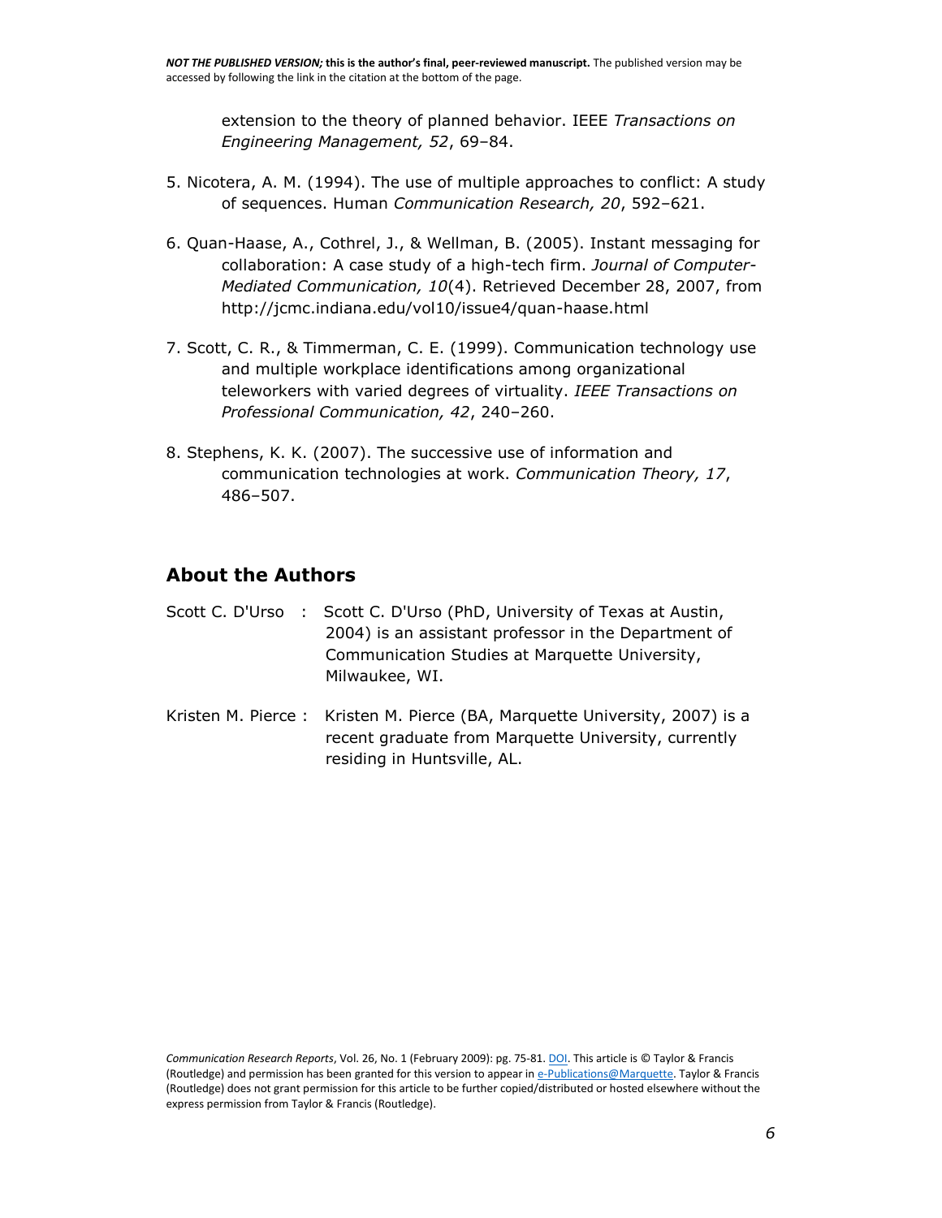extension to the theory of planned behavior. IEEE *Transactions on Engineering Management, 52*, 69–84.

5. Nicotera, A. M. (1994). The use of multiple approaches to conflict: A study of sequences. Human *Communication Research, 20*, 592–621.
6. Quan-Haase, A., Cothrel, J., & Wellman, B. (2005). Instant messaging for collaboration: A case study of a high-tech firm. *Journal of Computer-Mediated Communication, 10*(4). Retrieved December 28, 2007, from http://jcmc.indiana.edu/vol10/issue4/quan-haase.html
7. Scott, C. R., & Timmerman, C. E. (1999). Communication technology use and multiple workplace identifications among organizational teleworkers with varied degrees of virtuality. *IEEE Transactions on Professional Communication, 42*, 240–260.
8. Stephens, K. K. (2007). The successive use of information and communication technologies at work. *Communication Theory, 17*, 486–507.

## About the Authors

Scott C. D'Urso : Scott C. D'Urso (PhD, University of Texas at Austin, 2004) is an assistant professor in the Department of Communication Studies at Marquette University, Milwaukee, WI.

Kristen M. Pierce : Kristen M. Pierce (BA, Marquette University, 2007) is a recent graduate from Marquette University, currently residing in Huntsville, AL.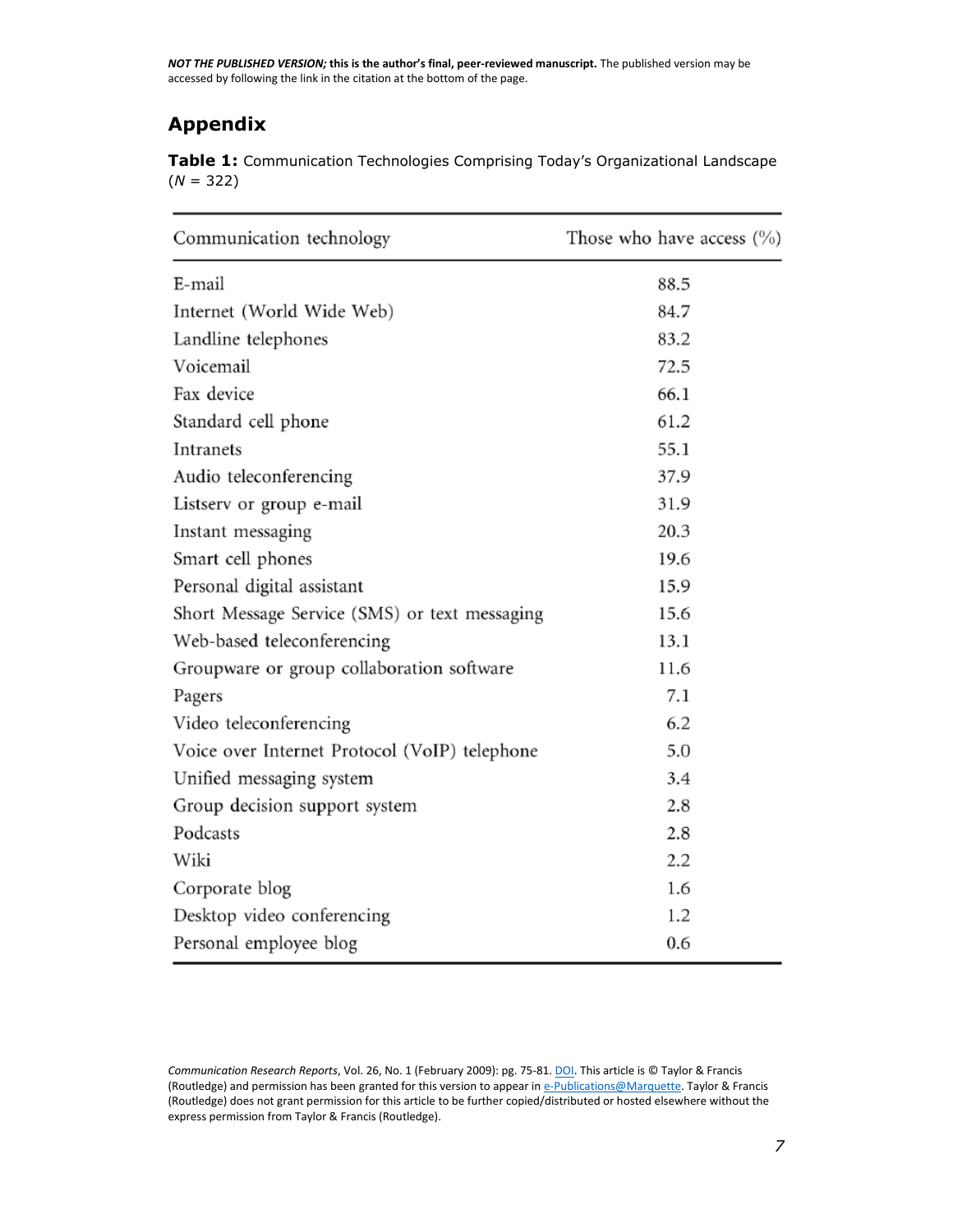## Appendix

**Table 1:** Communication Technologies Comprising Today's Organizational Landscape (*N* = 322)

| Communication technology | Those who have access (%) |
|---|---|
| E-mail | 88.5 |
| Internet (World Wide Web) | 84.7 |
| Landline telephones | 83.2 |
| Voicemail | 72.5 |
| Fax device | 66.1 |
| Standard cell phone | 61.2 |
| Intranets | 55.1 |
| Audio teleconferencing | 37.9 |
| Listserv or group e-mail | 31.9 |
| Instant messaging | 20.3 |
| Smart cell phones | 19.6 |
| Personal digital assistant | 15.9 |
| Short Message Service (SMS) or text messaging | 15.6 |
| Web-based teleconferencing | 13.1 |
| Groupware or group collaboration software | 11.6 |
| Pagers | 7.1 |
| Video teleconferencing | 6.2 |
| Voice over Internet Protocol (VoIP) telephone | 5.0 |
| Unified messaging system | 3.4 |
| Group decision support system | 2.8 |
| Podcasts | 2.8 |
| Wiki | 2.2 |
| Corporate blog | 1.6 |
| Desktop video conferencing | 1.2 |
| Personal employee blog | 0.6 |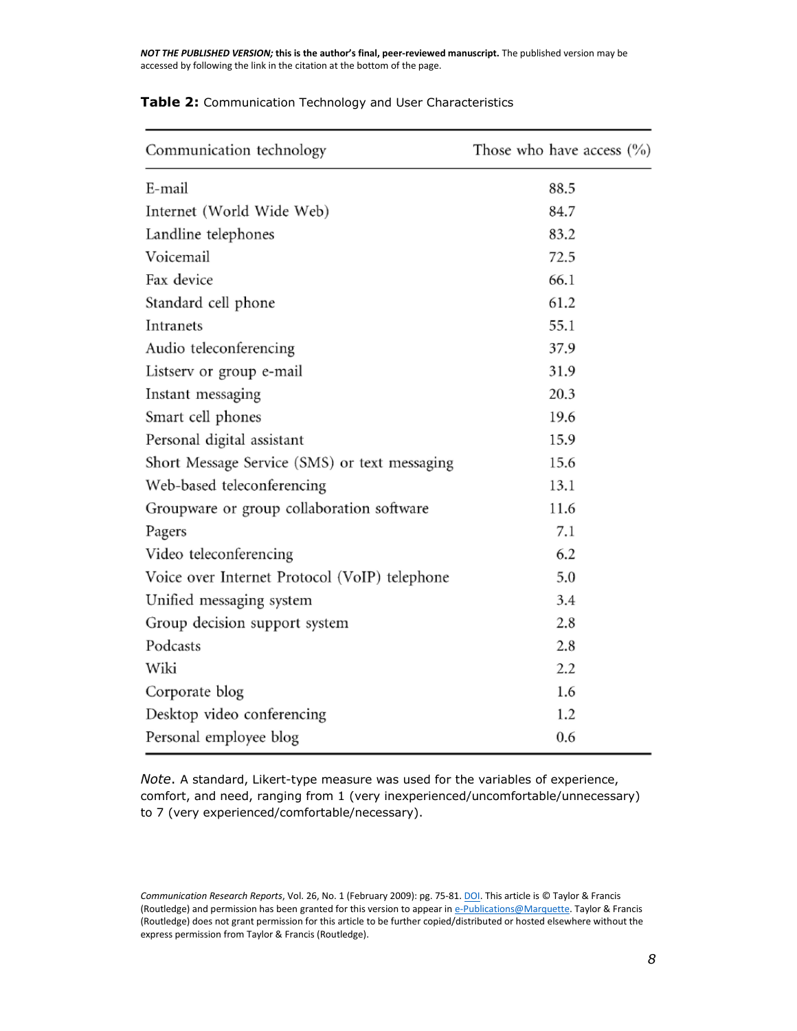**Table 2:** Communication Technology and User Characteristics

| Communication technology | Those who have access (%) |
|---|---|
| E-mail | 88.5 |
| Internet (World Wide Web) | 84.7 |
| Landline telephones | 83.2 |
| Voicemail | 72.5 |
| Fax device | 66.1 |
| Standard cell phone | 61.2 |
| Intranets | 55.1 |
| Audio teleconferencing | 37.9 |
| Listserv or group e-mail | 31.9 |
| Instant messaging | 20.3 |
| Smart cell phones | 19.6 |
| Personal digital assistant | 15.9 |
| Short Message Service (SMS) or text messaging | 15.6 |
| Web-based teleconferencing | 13.1 |
| Groupware or group collaboration software | 11.6 |
| Pagers | 7.1 |
| Video teleconferencing | 6.2 |
| Voice over Internet Protocol (VoIP) telephone | 5.0 |
| Unified messaging system | 3.4 |
| Group decision support system | 2.8 |
| Podcasts | 2.8 |
| Wiki | 2.2 |
| Corporate blog | 1.6 |
| Desktop video conferencing | 1.2 |
| Personal employee blog | 0.6 |

*Note*. A standard, Likert-type measure was used for the variables of experience, comfort, and need, ranging from 1 (very inexperienced/uncomfortable/unnecessary) to 7 (very experienced/comfortable/necessary).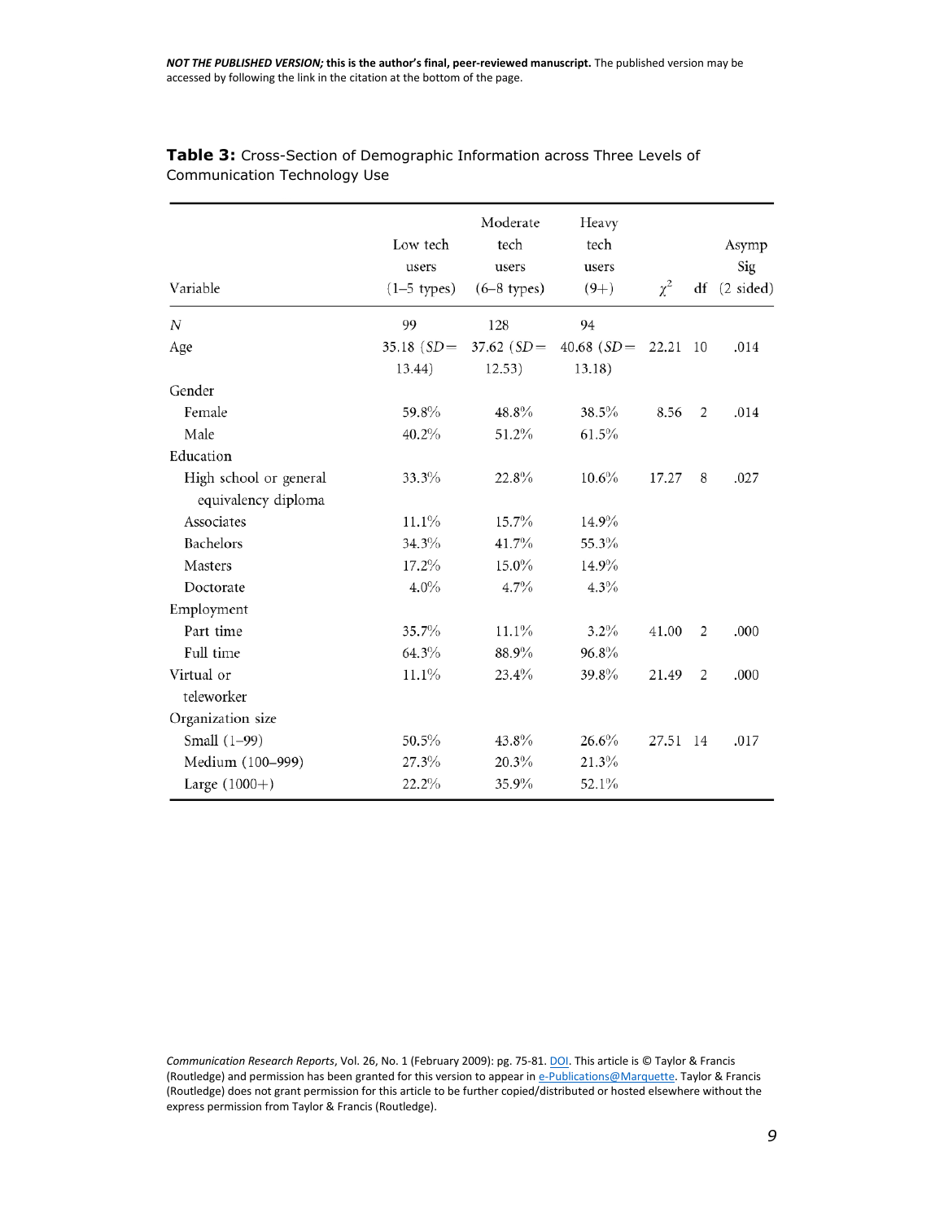NOT THE PUBLISHED VERSION; this is the author's final, peer-reviewed manuscript. The published version may be accessed by following the link in the citation at the bottom of the page.

**Table 3:** Cross-Section of Demographic Information across Three Levels of Communication Technology Use

| Variable | Low tech users (1–5 types) | Moderate tech users (6–8 types) | Heavy tech users (9+) | $\chi^2$ | df | Asymp Sig (2 sided) |
|---|---|---|---|---|---|---|
| *N* | 99 | 128 | 94 | | | |
| Age | 35.18 (*SD*= 13.44) | 37.62 (*SD*= 12.53) | 40.68 (*SD*= 13.18) | 22.21 | 10 | .014 |
| Gender | | | | | | |
| Female | 59.8% | 48.8% | 38.5% | 8.56 | 2 | .014 |
| Male | 40.2% | 51.2% | 61.5% | | | |
| Education | | | | | | |
| High school or general equivalency diploma | 33.3% | 22.8% | 10.6% | 17.27 | 8 | .027 |
| Associates | 11.1% | 15.7% | 14.9% | | | |
| Bachelors | 34.3% | 41.7% | 55.3% | | | |
| Masters | 17.2% | 15.0% | 14.9% | | | |
| Doctorate | 4.0% | 4.7% | 4.3% | | | |
| Employment | | | | | | |
| Part time | 35.7% | 11.1% | 3.2% | 41.00 | 2 | .000 |
| Full time | 64.3% | 88.9% | 96.8% | | | |
| Virtual or teleworker | 11.1% | 23.4% | 39.8% | 21.49 | 2 | .000 |
| Organization size | | | | | | |
| Small (1–99) | 50.5% | 43.8% | 26.6% | 27.51 | 14 | .017 |
| Medium (100–999) | 27.3% | 20.3% | 21.3% | | | |
| Large (1000+) | 22.2% | 35.9% | 52.1% | | | |

*Communication Research Reports*, Vol. 26, No. 1 (February 2009): pg. 75-81. DOI. This article is © Taylor & Francis (Routledge) and permission has been granted for this version to appear in e-Publications@Marquette. Taylor & Francis (Routledge) does not grant permission for this article to be further copied/distributed or hosted elsewhere without the express permission from Taylor & Francis (Routledge).